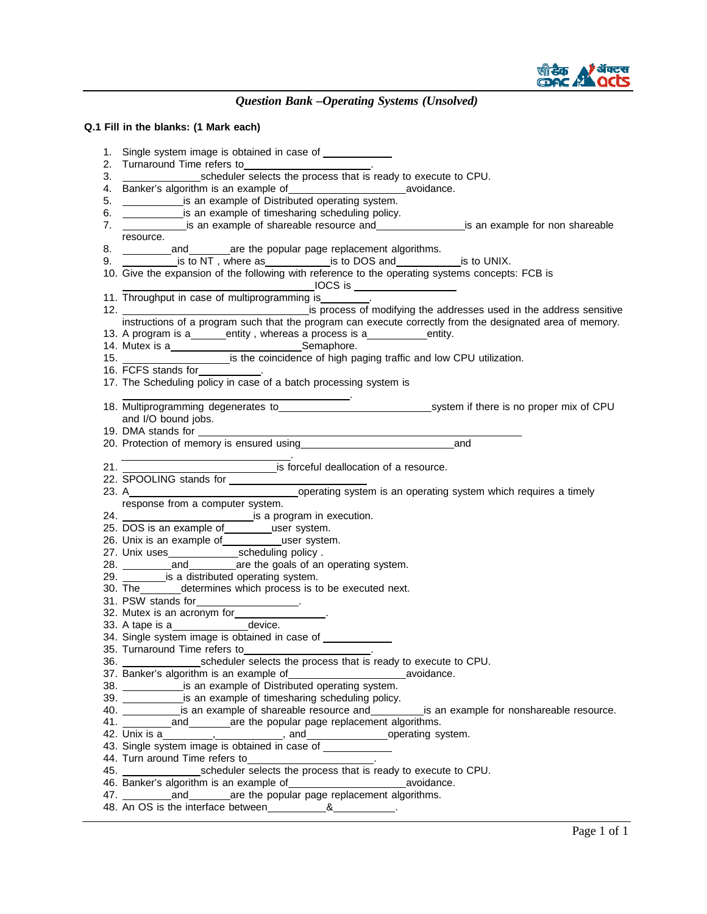*Question Bank –Operating Systems (Unsolved)*

**Q.1 Fill in the blanks: (1 Mark each)**

1. Single system image is obtained in case of ____________
2. Turnaround Time refers to________________________.
3. ______________scheduler selects the process that is ready to execute to CPU.
4. Banker's algorithm is an example of______________________avoidance.
5. ___________is an example of Distributed operating system.
6. ___________is an example of timesharing scheduling policy.
7. ____________is an example of shareable resource and________________is an example for non shareable resource.
8. _________and_______are the popular page replacement algorithms.
9. __________is to NT , where as____________is to DOS and____________is to UNIX.
10. Give the expansion of the following with reference to the operating systems concepts: FCB is ___________________________________IOCS is ___________________
11. Throughput in case of multiprogramming is_________.
12. _______________________________is process of modifying the addresses used in the address sensitive instructions of a program such that the program can execute correctly from the designated area of memory.
13. A program is a______entity , whereas a process is a__________entity.
14. Mutex is a________________________Semaphore.
15. ___________________is the coincidence of high paging traffic and low CPU utilization.
16. FCFS stands for___________.
17. The Scheduling policy in case of a batch processing system is ________________________________________.
18. Multiprogramming degenerates to____________________________system if there is no proper mix of CPU and I/O bound jobs.
19. DMA stands for ________________________________________________________________
20. Protection of memory is ensured using____________________________and ________________________________.
21. ____________________________is forceful deallocation of a resource.
22. SPOOLING stands for _________________________
23. A_______________________________operating system is an operating system which requires a timely response from a computer system.
24. ________________________is a program in execution.
25. DOS is an example of_________user system.
26. Unix is an example of___________user system.
27. Unix uses_____________scheduling policy .
28. _________and_________are the goals of an operating system.
29. ________is a distributed operating system.
30. The_______determines which process is to be executed next.
31. PSW stands for_________________.
32. Mutex is an acronym for_______________.
33. A tape is a_____________device.
34. Single system image is obtained in case of ____________
35. Turnaround Time refers to________________________.
36. ______________scheduler selects the process that is ready to execute to CPU.
37. Banker's algorithm is an example of______________________avoidance.
38. ___________is an example of Distributed operating system.
39. ___________is an example of timesharing scheduling policy.
40. ___________is an example of shareable resource and_________is an example for nonshareable resource.
41. _________and_______are the popular page replacement algorithms.
42. Unix is a_________,____________, and______________operating system.
43. Single system image is obtained in case of ____________
44. Turn around Time refers to________________________.
45. ______________scheduler selects the process that is ready to execute to CPU.
46. Banker's algorithm is an example of______________________avoidance.
47. _________and_______are the popular page replacement algorithms.
48. An OS is the interface between___________&___________.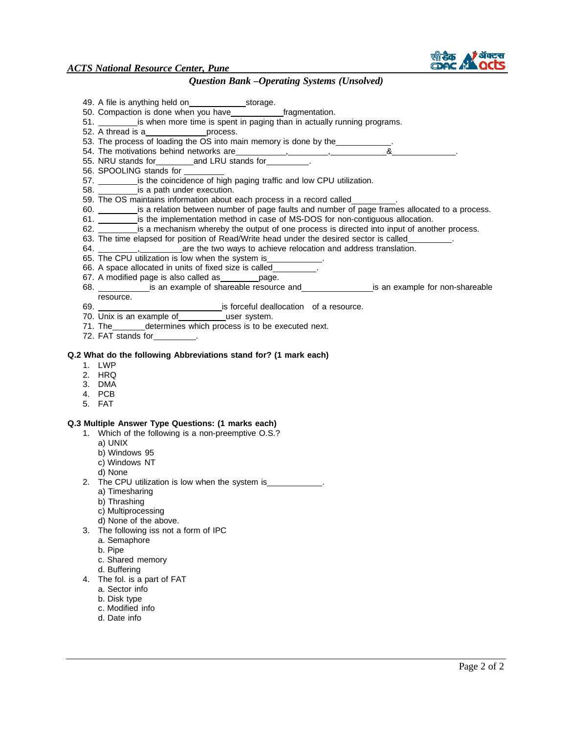49. A file is anything held on____________ storage.
50. Compaction is done when you have____________ fragmentation.
51. _________ is when more time is spent in paging than in actually running programs.
52. A thread is a______________ process.
53. The process of loading the OS into main memory is done by the____________.
54. The motivations behind networks are___________, _________, ____________ & ______________.
55. NRU stands for_________ and LRU stands for_________.
56. SPOOLING stands for _________
57. _________ is the coincidence of high paging traffic and low CPU utilization.
58. _________ is a path under execution.
59. The OS maintains information about each process in a record called_________.
60. _________ is a relation between number of page faults and number of page frames allocated to a process.
61. _________ is the implementation method in case of MS-DOS for non-contiguous allocation.
62. _________ is a mechanism whereby the output of one process is directed into input of another process.
63. The time elapsed for position of Read/Write head under the desired sector is called_________.
64. _________, _________ are the two ways to achieve relocation and address translation.
65. The CPU utilization is low when the system is____________.
66. A space allocated in units of fixed size is called_________.
67. A modified page is also called as_________ page.
68. ____________ is an example of shareable resource and________________ is an example for non-shareable resource.
69. ____________________________ is forceful deallocation of a resource.
70. Unix is an example of___________ user system.
71. The_______ determines which process is to be executed next.
72. FAT stands for_________.

**Q.2 What do the following Abbreviations stand for? (1 mark each)**

1. LWP
2. HRQ
3. DMA
4. PCB
5. FAT

**Q.3 Multiple Answer Type Questions: (1 marks each)**

1. Which of the following is a non-preemptive O.S.?
   a) UNIX
   b) Windows 95
   c) Windows NT
   d) None
2. The CPU utilization is low when the system is____________.
   a) Timesharing
   b) Thrashing
   c) Multiprocessing
   d) None of the above.
3. The following iss not a form of IPC
   a. Semaphore
   b. Pipe
   c. Shared memory
   d. Buffering
4. The fol. is a part of FAT
   a. Sector info
   b. Disk type
   c. Modified info
   d. Date info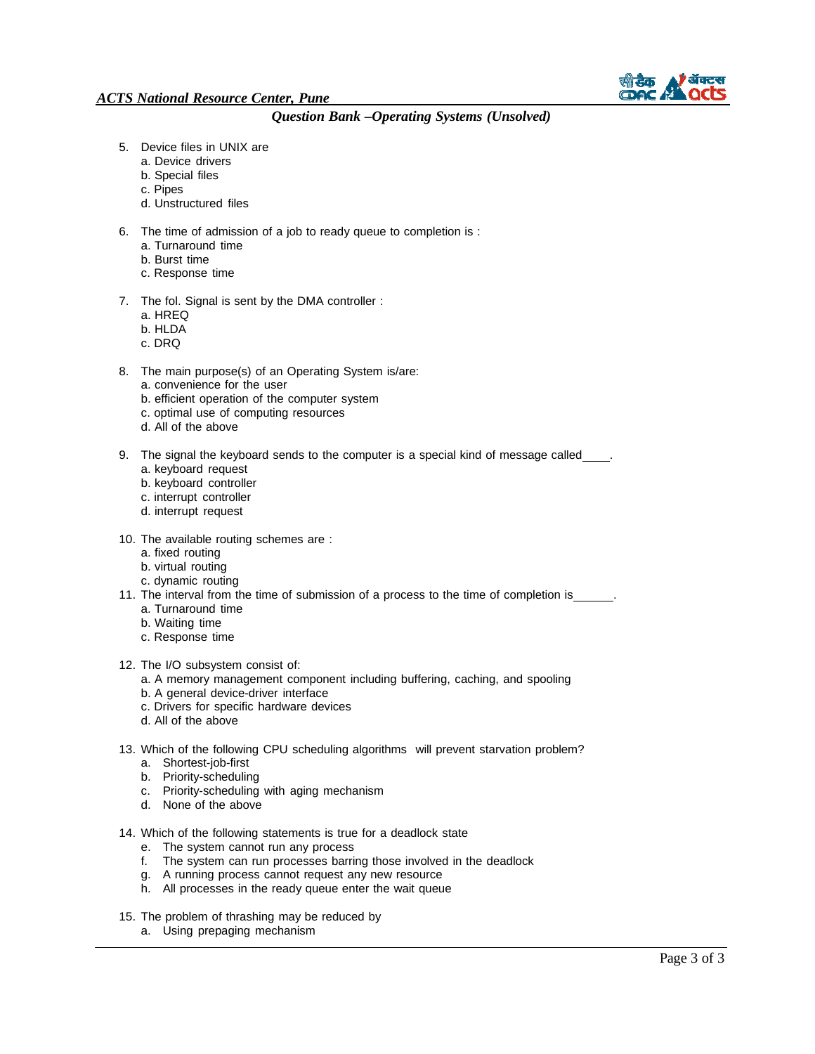5. Device files in UNIX are
   a. Device drivers
   b. Special files
   c. Pipes
   d. Unstructured files

6. The time of admission of a job to ready queue to completion is :
   a. Turnaround time
   b. Burst time
   c. Response time

7. The fol. Signal is sent by the DMA controller :
   a. HREQ
   b. HLDA
   c. DRQ

8. The main purpose(s) of an Operating System is/are:
   a. convenience for the user
   b. efficient operation of the computer system
   c. optimal use of computing resources
   d. All of the above

9. The signal the keyboard sends to the computer is a special kind of message called____.
   a. keyboard request
   b. keyboard controller
   c. interrupt controller
   d. interrupt request

10. The available routing schemes are :
    a. fixed routing
    b. virtual routing
    c. dynamic routing

11. The interval from the time of submission of a process to the time of completion is______.
    a. Turnaround time
    b. Waiting time
    c. Response time

12. The I/O subsystem consist of:
    a. A memory management component including buffering, caching, and spooling
    b. A general device-driver interface
    c. Drivers for specific hardware devices
    d. All of the above

13. Which of the following CPU scheduling algorithms will prevent starvation problem?
    a. Shortest-job-first
    b. Priority-scheduling
    c. Priority-scheduling with aging mechanism
    d. None of the above

14. Which of the following statements is true for a deadlock state
    e. The system cannot run any process
    f. The system can run processes barring those involved in the deadlock
    g. A running process cannot request any new resource
    h. All processes in the ready queue enter the wait queue

15. The problem of thrashing may be reduced by
    a. Using prepaging mechanism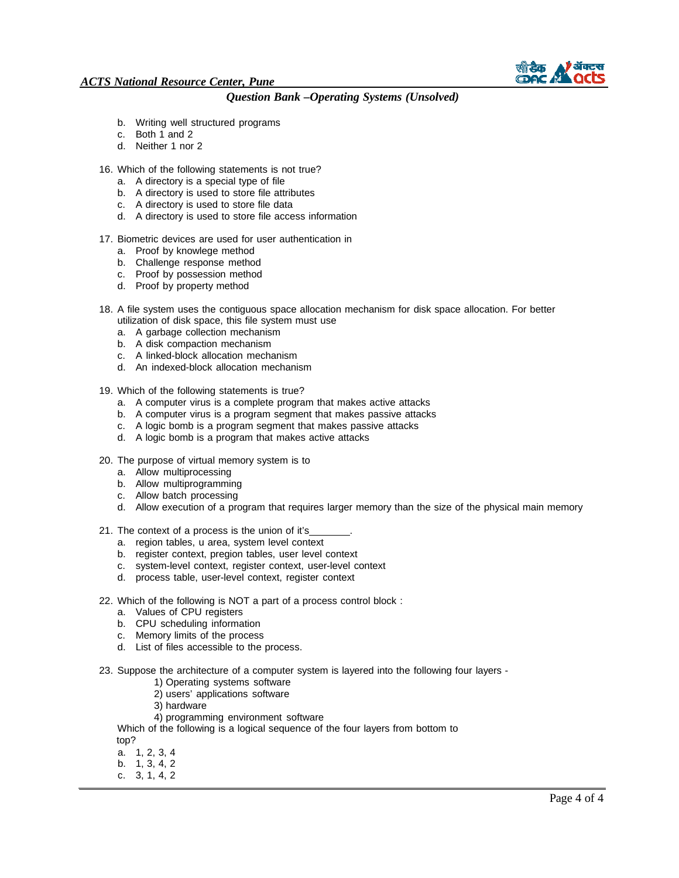b. Writing well structured programs
   c. Both 1 and 2
   d. Neither 1 nor 2

16. Which of the following statements is not true?
    a. A directory is a special type of file
    b. A directory is used to store file attributes
    c. A directory is used to store file data
    d. A directory is used to store file access information

17. Biometric devices are used for user authentication in
    a. Proof by knowlege method
    b. Challenge response method
    c. Proof by possession method
    d. Proof by property method

18. A file system uses the contiguous space allocation mechanism for disk space allocation. For better utilization of disk space, this file system must use
    a. A garbage collection mechanism
    b. A disk compaction mechanism
    c. A linked-block allocation mechanism
    d. An indexed-block allocation mechanism

19. Which of the following statements is true?
    a. A computer virus is a complete program that makes active attacks
    b. A computer virus is a program segment that makes passive attacks
    c. A logic bomb is a program segment that makes passive attacks
    d. A logic bomb is a program that makes active attacks

20. The purpose of virtual memory system is to
    a. Allow multiprocessing
    b. Allow multiprogramming
    c. Allow batch processing
    d. Allow execution of a program that requires larger memory than the size of the physical main memory

21. The context of a process is the union of it's_______.
    a. region tables, u area, system level context
    b. register context, pregion tables, user level context
    c. system-level context, register context, user-level context
    d. process table, user-level context, register context

22. Which of the following is NOT a part of a process control block :
    a. Values of CPU registers
    b. CPU scheduling information
    c. Memory limits of the process
    d. List of files accessible to the process.

23. Suppose the architecture of a computer system is layered into the following four layers -
    1) Operating systems software
    2) users' applications software
    3) hardware
    4) programming environment software

    Which of the following is a logical sequence of the four layers from bottom to top?
    a. 1, 2, 3, 4
    b. 1, 3, 4, 2
    c. 3, 1, 4, 2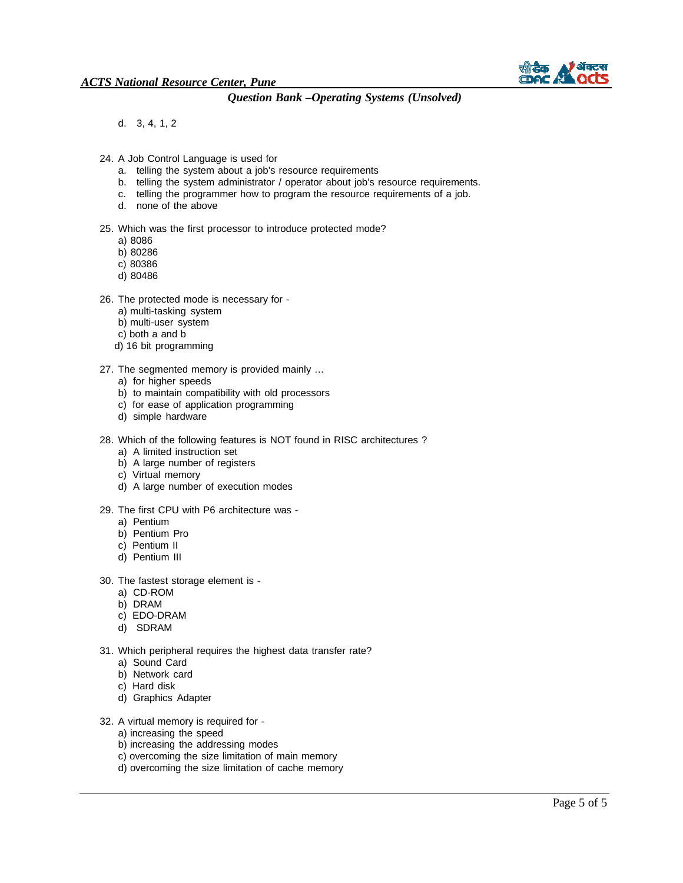d. 3, 4, 1, 2

24. A Job Control Language is used for
    a. telling the system about a job's resource requirements
    b. telling the system administrator / operator about job's resource requirements.
    c. telling the programmer how to program the resource requirements of a job.
    d. none of the above

25. Which was the first processor to introduce protected mode?
    a) 8086
    b) 80286
    c) 80386
    d) 80486

26. The protected mode is necessary for -
    a) multi-tasking system
    b) multi-user system
    c) both a and b
    d) 16 bit programming

27. The segmented memory is provided mainly …
    a) for higher speeds
    b) to maintain compatibility with old processors
    c) for ease of application programming
    d) simple hardware

28. Which of the following features is NOT found in RISC architectures ?
    a) A limited instruction set
    b) A large number of registers
    c) Virtual memory
    d) A large number of execution modes

29. The first CPU with P6 architecture was -
    a) Pentium
    b) Pentium Pro
    c) Pentium II
    d) Pentium III

30. The fastest storage element is -
    a) CD-ROM
    b) DRAM
    c) EDO-DRAM
    d) SDRAM

31. Which peripheral requires the highest data transfer rate?
    a) Sound Card
    b) Network card
    c) Hard disk
    d) Graphics Adapter

32. A virtual memory is required for -
    a) increasing the speed
    b) increasing the addressing modes
    c) overcoming the size limitation of main memory
    d) overcoming the size limitation of cache memory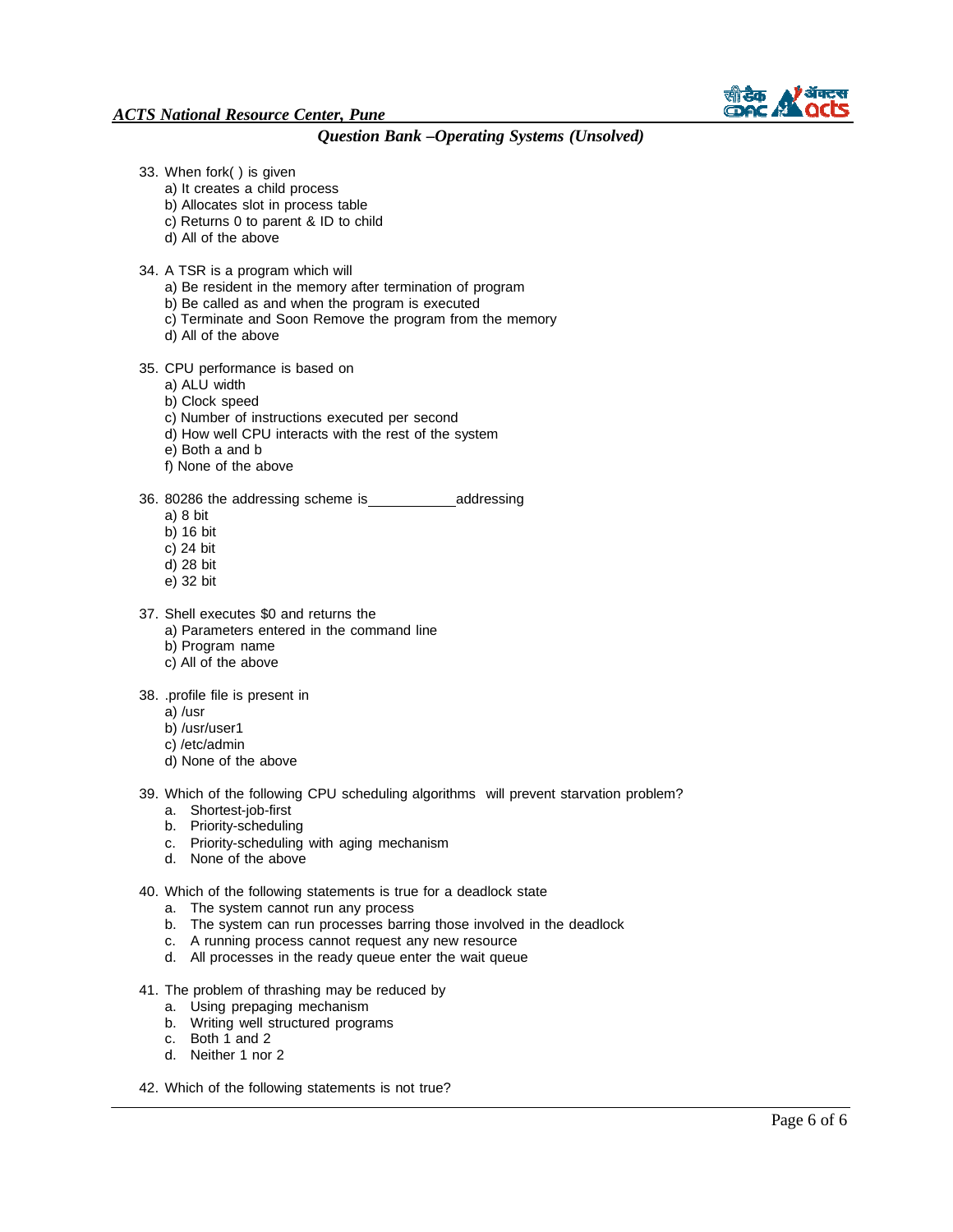33. When fork( ) is given
    a) It creates a child process
    b) Allocates slot in process table
    c) Returns 0 to parent & ID to child
    d) All of the above

34. A TSR is a program which will
    a) Be resident in the memory after termination of program
    b) Be called as and when the program is executed
    c) Terminate and Soon Remove the program from the memory
    d) All of the above

35. CPU performance is based on
    a) ALU width
    b) Clock speed
    c) Number of instructions executed per second
    d) How well CPU interacts with the rest of the system
    e) Both a and b
    f) None of the above

36. 80286 the addressing scheme is ___________ addressing
    a) 8 bit
    b) 16 bit
    c) 24 bit
    d) 28 bit
    e) 32 bit

37. Shell executes $0 and returns the
    a) Parameters entered in the command line
    b) Program name
    c) All of the above

38. .profile file is present in
    a) /usr
    b) /usr/user1
    c) /etc/admin
    d) None of the above

39. Which of the following CPU scheduling algorithms will prevent starvation problem?
    a. Shortest-job-first
    b. Priority-scheduling
    c. Priority-scheduling with aging mechanism
    d. None of the above

40. Which of the following statements is true for a deadlock state
    a. The system cannot run any process
    b. The system can run processes barring those involved in the deadlock
    c. A running process cannot request any new resource
    d. All processes in the ready queue enter the wait queue

41. The problem of thrashing may be reduced by
    a. Using prepaging mechanism
    b. Writing well structured programs
    c. Both 1 and 2
    d. Neither 1 nor 2

42. Which of the following statements is not true?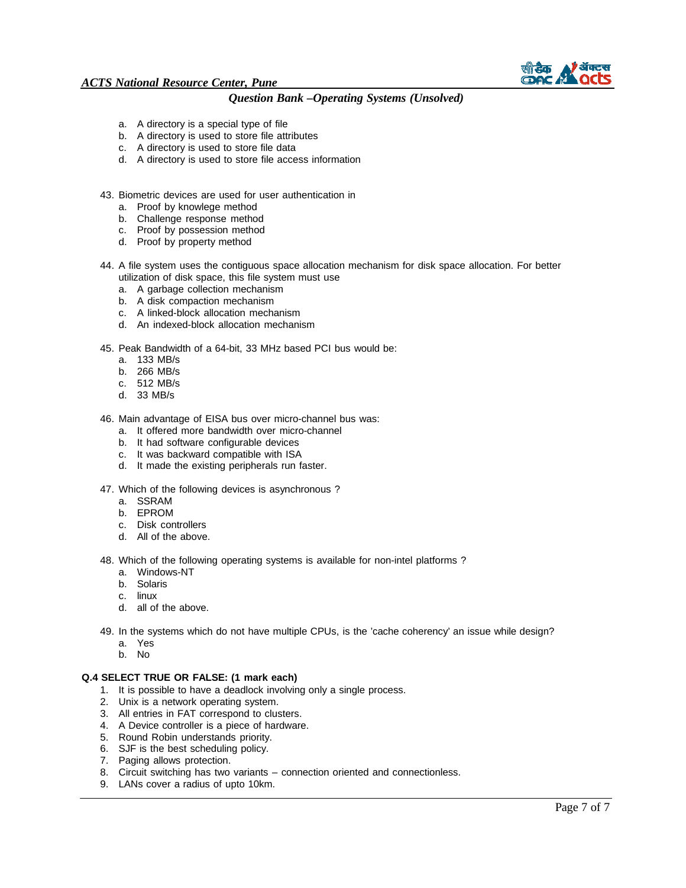a. A directory is a special type of file
   b. A directory is used to store file attributes
   c. A directory is used to store file data
   d. A directory is used to store file access information

43. Biometric devices are used for user authentication in
    a. Proof by knowlege method
    b. Challenge response method
    c. Proof by possession method
    d. Proof by property method

44. A file system uses the contiguous space allocation mechanism for disk space allocation. For better utilization of disk space, this file system must use
    a. A garbage collection mechanism
    b. A disk compaction mechanism
    c. A linked-block allocation mechanism
    d. An indexed-block allocation mechanism

45. Peak Bandwidth of a 64-bit, 33 MHz based PCI bus would be:
    a. 133 MB/s
    b. 266 MB/s
    c. 512 MB/s
    d. 33 MB/s

46. Main advantage of EISA bus over micro-channel bus was:
    a. It offered more bandwidth over micro-channel
    b. It had software configurable devices
    c. It was backward compatible with ISA
    d. It made the existing peripherals run faster.

47. Which of the following devices is asynchronous ?
    a. SSRAM
    b. EPROM
    c. Disk controllers
    d. All of the above.

48. Which of the following operating systems is available for non-intel platforms ?
    a. Windows-NT
    b. Solaris
    c. linux
    d. all of the above.

49. In the systems which do not have multiple CPUs, is the 'cache coherency' an issue while design?
    a. Yes
    b. No

**Q.4 SELECT TRUE OR FALSE: (1 mark each)**

1. It is possible to have a deadlock involving only a single process.
2. Unix is a network operating system.
3. All entries in FAT correspond to clusters.
4. A Device controller is a piece of hardware.
5. Round Robin understands priority.
6. SJF is the best scheduling policy.
7. Paging allows protection.
8. Circuit switching has two variants – connection oriented and connectionless.
9. LANs cover a radius of upto 10km.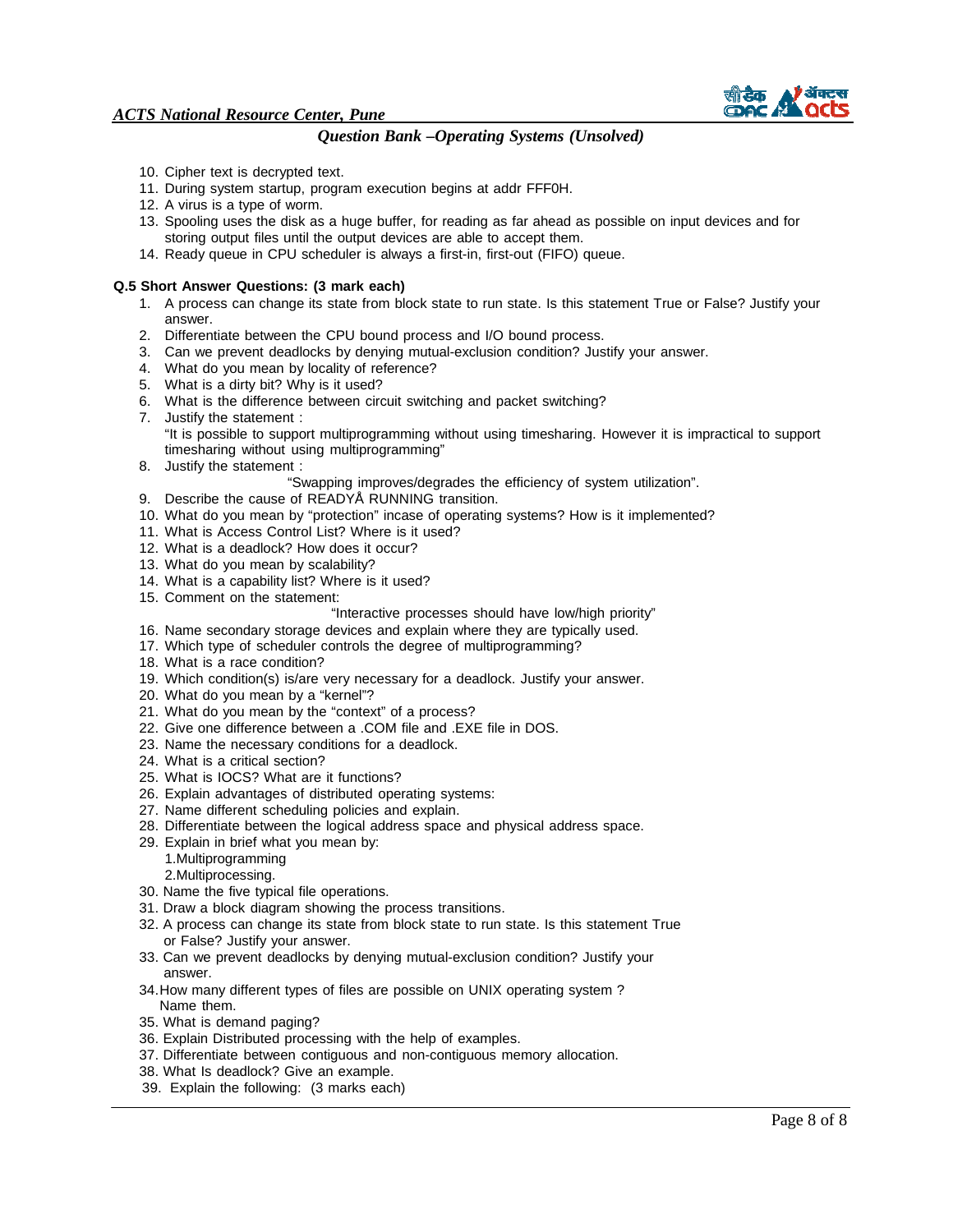10. Cipher text is decrypted text.
11. During system startup, program execution begins at addr FFF0H.
12. A virus is a type of worm.
13. Spooling uses the disk as a huge buffer, for reading as far ahead as possible on input devices and for storing output files until the output devices are able to accept them.
14. Ready queue in CPU scheduler is always a first-in, first-out (FIFO) queue.

**Q.5 Short Answer Questions: (3 mark each)**

1. A process can change its state from block state to run state. Is this statement True or False? Justify your answer.
2. Differentiate between the CPU bound process and I/O bound process.
3. Can we prevent deadlocks by denying mutual-exclusion condition? Justify your answer.
4. What do you mean by locality of reference?
5. What is a dirty bit? Why is it used?
6. What is the difference between circuit switching and packet switching?
7. Justify the statement :
   "It is possible to support multiprogramming without using timesharing. However it is impractical to support timesharing without using multiprogramming"
8. Justify the statement :
   "Swapping improves/degrades the efficiency of system utilization".
9. Describe the cause of READYÅ RUNNING transition.
10. What do you mean by "protection" incase of operating systems? How is it implemented?
11. What is Access Control List? Where is it used?
12. What is a deadlock? How does it occur?
13. What do you mean by scalability?
14. What is a capability list? Where is it used?
15. Comment on the statement:
    "Interactive processes should have low/high priority"
16. Name secondary storage devices and explain where they are typically used.
17. Which type of scheduler controls the degree of multiprogramming?
18. What is a race condition?
19. Which condition(s) is/are very necessary for a deadlock. Justify your answer.
20. What do you mean by a "kernel"?
21. What do you mean by the "context" of a process?
22. Give one difference between a .COM file and .EXE file in DOS.
23. Name the necessary conditions for a deadlock.
24. What is a critical section?
25. What is IOCS? What are it functions?
26. Explain advantages of distributed operating systems:
27. Name different scheduling policies and explain.
28. Differentiate between the logical address space and physical address space.
29. Explain in brief what you mean by:
    1.Multiprogramming
    2.Multiprocessing.
30. Name the five typical file operations.
31. Draw a block diagram showing the process transitions.
32. A process can change its state from block state to run state. Is this statement True or False? Justify your answer.
33. Can we prevent deadlocks by denying mutual-exclusion condition? Justify your answer.
34. How many different types of files are possible on UNIX operating system ? Name them.
35. What is demand paging?
36. Explain Distributed processing with the help of examples.
37. Differentiate between contiguous and non-contiguous memory allocation.
38. What Is deadlock? Give an example.
39. Explain the following: (3 marks each)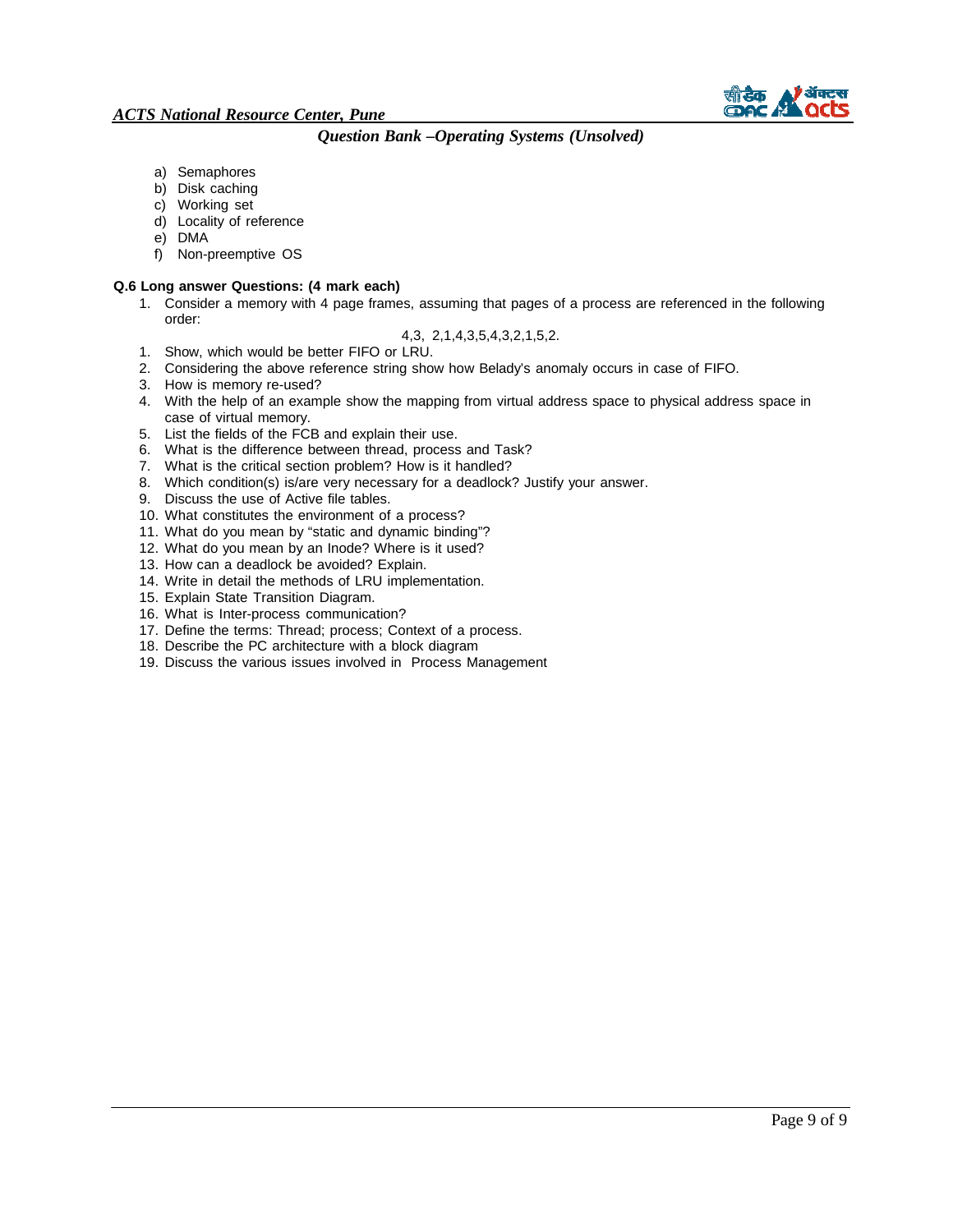a) Semaphores
b) Disk caching
c) Working set
d) Locality of reference
e) DMA
f) Non-preemptive OS

**Q.6 Long answer Questions: (4 mark each)**

1. Consider a memory with 4 page frames, assuming that pages of a process are referenced in the following order:

   4,3, 2,1,4,3,5,4,3,2,1,5,2.

1. Show, which would be better FIFO or LRU.
2. Considering the above reference string show how Belady's anomaly occurs in case of FIFO.
3. How is memory re-used?
4. With the help of an example show the mapping from virtual address space to physical address space in case of virtual memory.
5. List the fields of the FCB and explain their use.
6. What is the difference between thread, process and Task?
7. What is the critical section problem? How is it handled?
8. Which condition(s) is/are very necessary for a deadlock? Justify your answer.
9. Discuss the use of Active file tables.
10. What constitutes the environment of a process?
11. What do you mean by "static and dynamic binding"?
12. What do you mean by an Inode? Where is it used?
13. How can a deadlock be avoided? Explain.
14. Write in detail the methods of LRU implementation.
15. Explain State Transition Diagram.
16. What is Inter-process communication?
17. Define the terms: Thread; process; Context of a process.
18. Describe the PC architecture with a block diagram
19. Discuss the various issues involved in Process Management